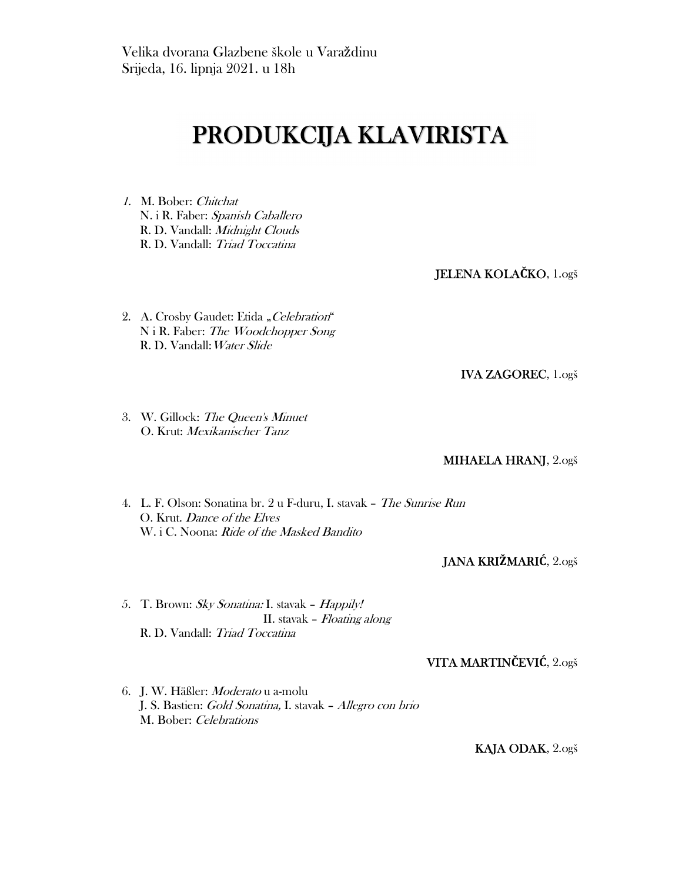Velika dvorana Glazbene škole u Varaždinu
Srijeda, 16. lipnja 2021. u 18h

# PRODUKCIJA KLAVIRISTA

1. M. Bober: *Chitchat*
   N. i R. Faber: *Spanish Caballero*
   R. D. Vandall: *Midnight Clouds*
   R. D. Vandall: *Triad Toccatina*

**JELENA KOLAČKO**, 1.ogš

2. A. Crosby Gaudet: Etida „*Celebration*"
   N i R. Faber: *The Woodchopper Song*
   R. D. Vandall: *Water Slide*

**IVA ZAGOREC**, 1.ogš

3. W. Gillock: *The Queen's Minuet*
   O. Krut: *Mexikanischer Tanz*

**MIHAELA HRANJ**, 2.ogš

4. L. F. Olson: Sonatina br. 2 u F-duru, I. stavak – *The Sunrise Run*
   O. Krut. *Dance of the Elves*
   W. i C. Noona: *Ride of the Masked Bandito*

**JANA KRIŽMARIĆ**, 2.ogš

5. T. Brown: *Sky Sonatina:* I. stavak – *Happily!*
   II. stavak – *Floating along*
   R. D. Vandall: *Triad Toccatina*

**VITA MARTINČEVIĆ**, 2.ogš

6. J. W. Häßler: *Moderato* u a-molu
   J. S. Bastien: *Gold Sonatina,* I. stavak – *Allegro con brio*
   M. Bober: *Celebrations*

**KAJA ODAK**, 2.ogš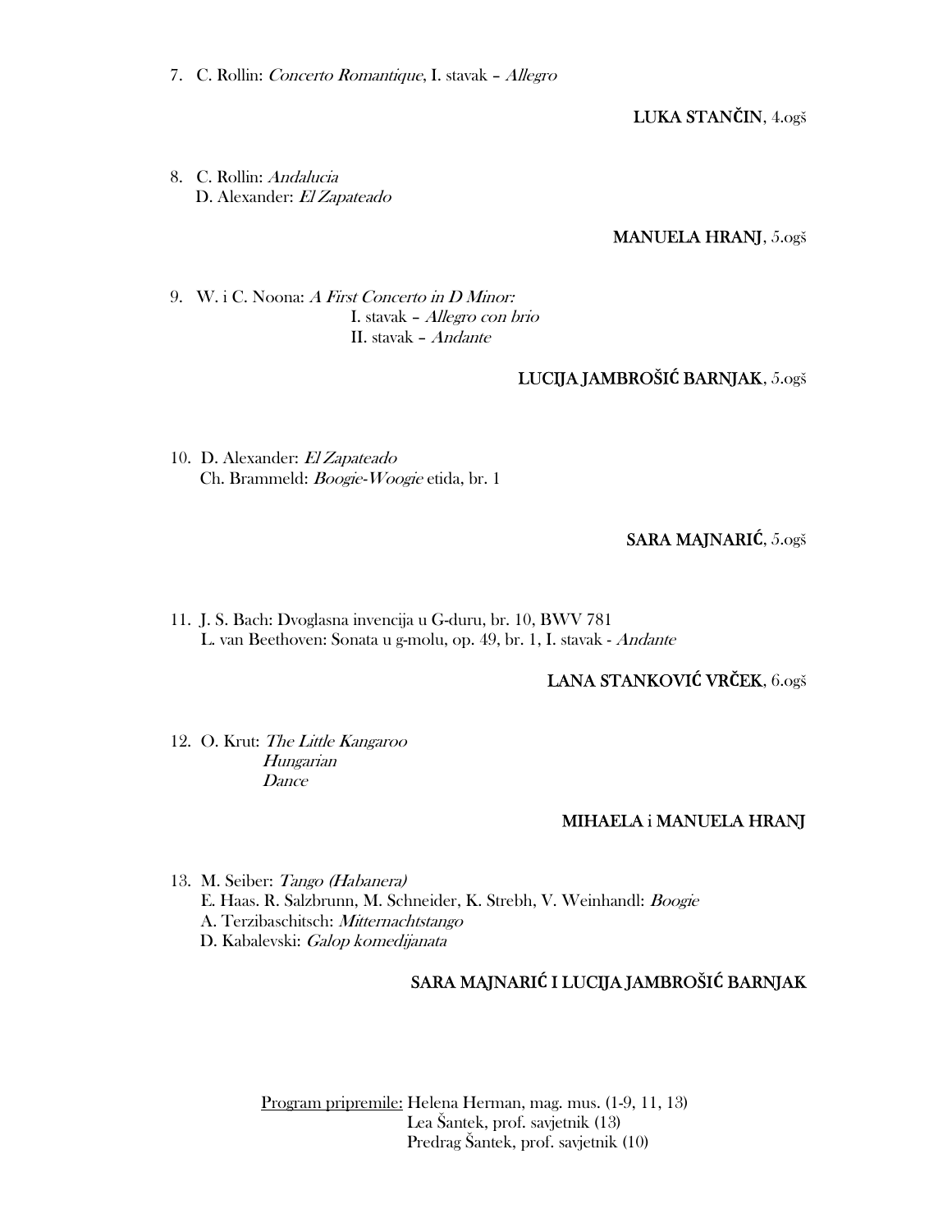7. C. Rollin: *Concerto Romantique*, I. stavak – *Allegro*

**LUKA STANČIN**, 4.ogš

8. C. Rollin: *Andalucia*
   D. Alexander: *El Zapateado*

**MANUELA HRANJ**, 5.ogš

9. W. i C. Noona: *A First Concerto in D Minor:*
   I. stavak – *Allegro con brio*
   II. stavak – *Andante*

**LUCIJA JAMBROŠIĆ BARNJAK**, 5.ogš

10. D. Alexander: *El Zapateado*
    Ch. Brammeld: *Boogie-Woogie* etida, br. 1

**SARA MAJNARIĆ**, 5.ogš

11. J. S. Bach: Dvoglasna invencija u G-duru, br. 10, BWV 781
    L. van Beethoven: Sonata u g-molu, op. 49, br. 1, I. stavak - *Andante*

**LANA STANKOVIĆ VRČEK**, 6.ogš

12. O. Krut: *The Little Kangaroo*
    *Hungarian*
    *Dance*

**MIHAELA i MANUELA HRANJ**

13. M. Seiber: *Tango (Habanera)*
    E. Haas. R. Salzbrunn, M. Schneider, K. Strebh, V. Weinhandl: *Boogie*
    A. Terzibaschitsch: *Mitternachtstango*
    D. Kabalevski: *Galop komedijanata*

**SARA MAJNARIĆ I LUCIJA JAMBROŠIĆ BARNJAK**

Program pripremile: Helena Herman, mag. mus. (1-9, 11, 13)
Lea Šantek, prof. savjetnik (13)
Predrag Šantek, prof. savjetnik (10)